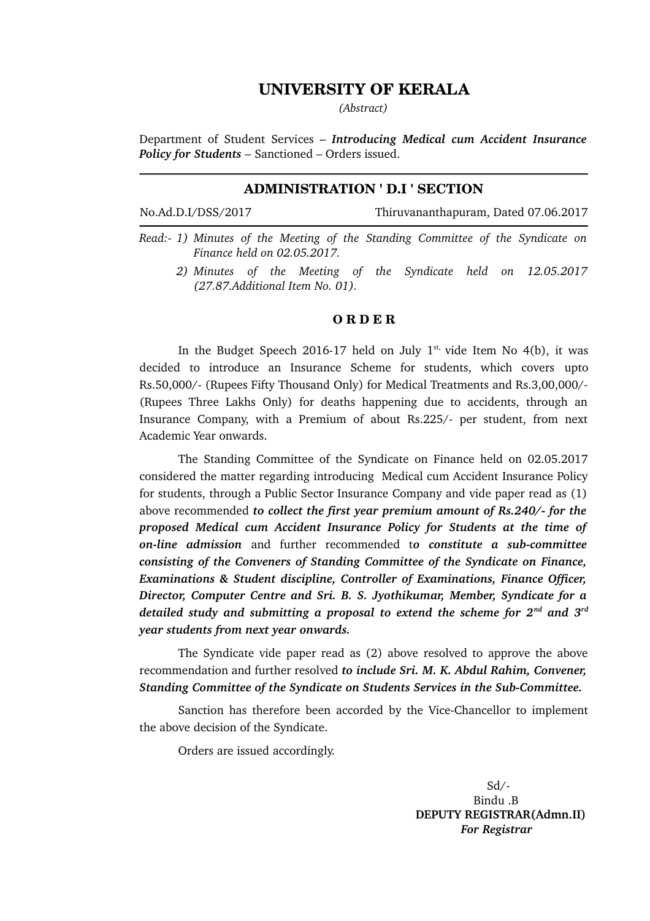# UNIVERSITY OF KERALA

*(Abstract)*

Department of Student Services – ***Introducing Medical cum Accident Insurance Policy for Students*** – Sanctioned – Orders issued.

## ADMINISTRATION ' D.I ' SECTION

No.Ad.D.I/DSS/2017 Thiruvananthapuram, Dated 07.06.2017

*Read:- 1) Minutes of the Meeting of the Standing Committee of the Syndicate on Finance held on 02.05.2017.*

*2) Minutes of the Meeting of the Syndicate held on 12.05.2017 (27.87.Additional Item No. 01).*

**O R D E R**

In the Budget Speech 2016-17 held on July 1st, vide Item No 4(b), it was decided to introduce an Insurance Scheme for students, which covers upto Rs.50,000/- (Rupees Fifty Thousand Only) for Medical Treatments and Rs.3,00,000/- (Rupees Three Lakhs Only) for deaths happening due to accidents, through an Insurance Company, with a Premium of about Rs.225/- per student, from next Academic Year onwards.

The Standing Committee of the Syndicate on Finance held on 02.05.2017 considered the matter regarding introducing Medical cum Accident Insurance Policy for students, through a Public Sector Insurance Company and vide paper read as (1) above recommended ***to collect the first year premium amount of Rs.240/- for the proposed Medical cum Accident Insurance Policy for Students at the time of on-line admission*** and further recommended t***o constitute a sub-committee consisting of the Conveners of Standing Committee of the Syndicate on Finance, Examinations & Student discipline, Controller of Examinations, Finance Officer, Director, Computer Centre and Sri. B. S. Jyothikumar, Member, Syndicate for a detailed study and submitting a proposal to extend the scheme for 2nd and 3rd year students from next year onwards.***

The Syndicate vide paper read as (2) above resolved to approve the above recommendation and further resolved ***to include Sri. M. K. Abdul Rahim, Convener, Standing Committee of the Syndicate on Students Services in the Sub-Committee.***

Sanction has therefore been accorded by the Vice-Chancellor to implement the above decision of the Syndicate.

Orders are issued accordingly.

Sd/-
Bindu .B
**DEPUTY REGISTRAR(Admn.II)**
***For Registrar***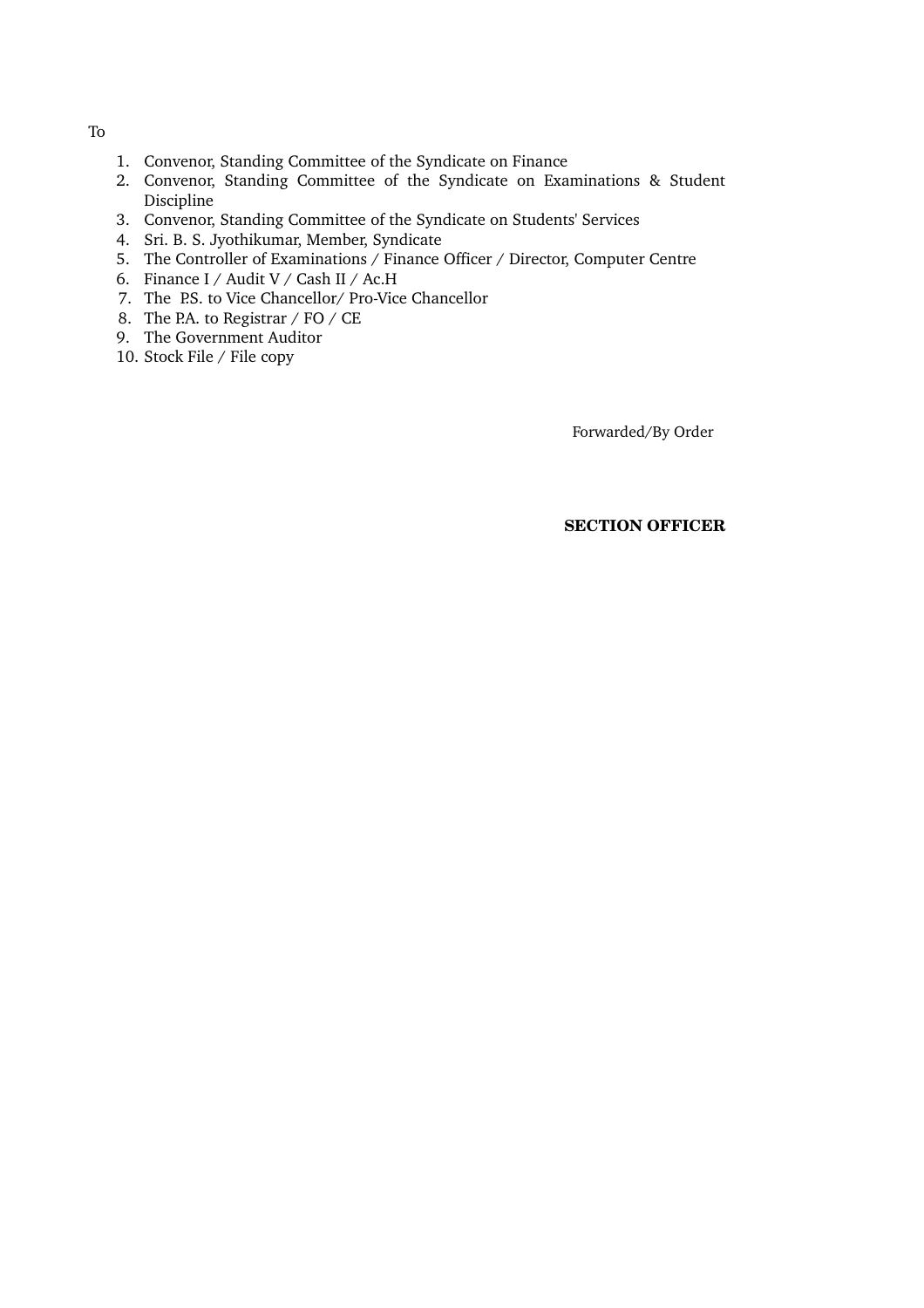To

1. Convenor, Standing Committee of the Syndicate on Finance
2. Convenor, Standing Committee of the Syndicate on Examinations & Student Discipline
3. Convenor, Standing Committee of the Syndicate on Students' Services
4. Sri. B. S. Jyothikumar, Member, Syndicate
5. The Controller of Examinations / Finance Officer / Director, Computer Centre
6. Finance I / Audit V / Cash II / Ac.H
7. The P.S. to Vice Chancellor/ Pro-Vice Chancellor
8. The P.A. to Registrar / FO / CE
9. The Government Auditor
10. Stock File / File copy

Forwarded/By Order

**SECTION OFFICER**